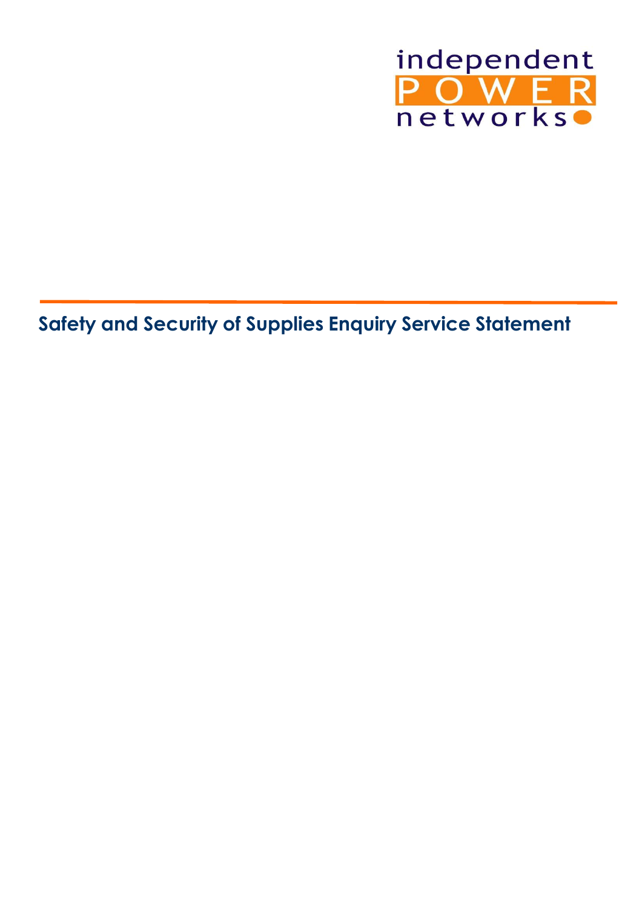independent POWER networks

# Safety and Security of Supplies Enquiry Service Statement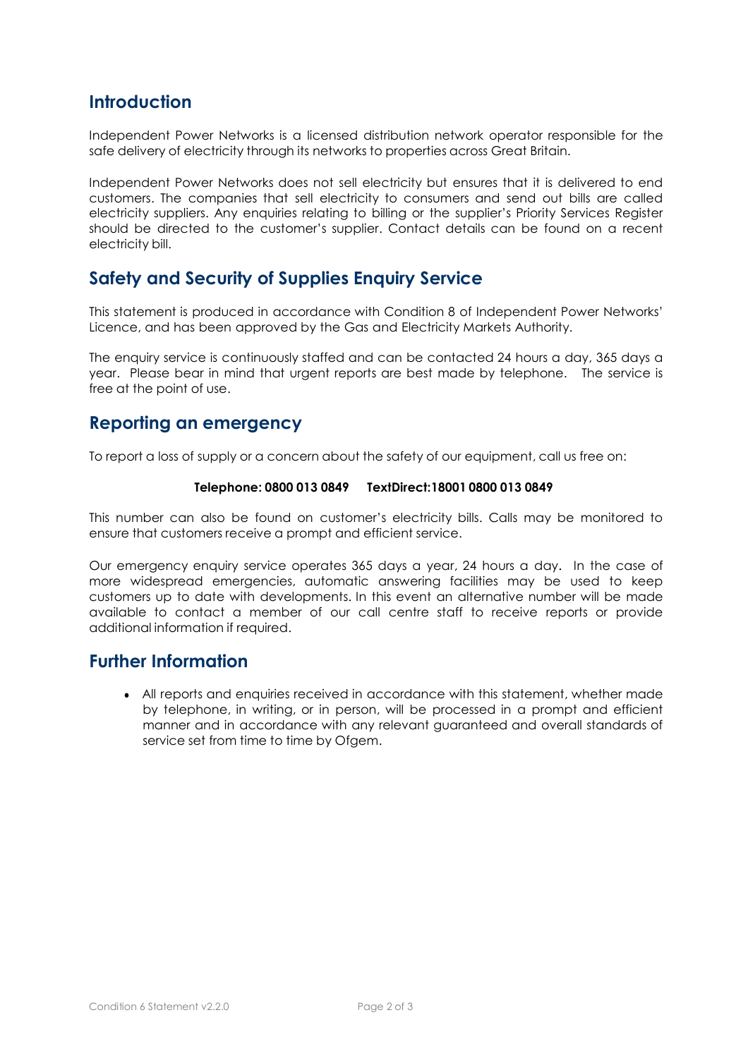## Introduction

Independent Power Networks is a licensed distribution network operator responsible for the safe delivery of electricity through its networks to properties across Great Britain.

Independent Power Networks does not sell electricity but ensures that it is delivered to end customers. The companies that sell electricity to consumers and send out bills are called electricity suppliers. Any enquiries relating to billing or the supplier's Priority Services Register should be directed to the customer's supplier. Contact details can be found on a recent electricity bill.

## Safety and Security of Supplies Enquiry Service

This statement is produced in accordance with Condition 8 of Independent Power Networks' Licence, and has been approved by the Gas and Electricity Markets Authority.

The enquiry service is continuously staffed and can be contacted 24 hours a day, 365 days a year. Please bear in mind that urgent reports are best made by telephone. The service is free at the point of use.

## Reporting an emergency

To report a loss of supply or a concern about the safety of our equipment, call us free on:

**Telephone: 0800 013 0849 TextDirect:18001 0800 013 0849**

This number can also be found on customer's electricity bills. Calls may be monitored to ensure that customers receive a prompt and efficient service.

Our emergency enquiry service operates 365 days a year, 24 hours a day. In the case of more widespread emergencies, automatic answering facilities may be used to keep customers up to date with developments. In this event an alternative number will be made available to contact a member of our call centre staff to receive reports or provide additional information if required.

## Further Information

- All reports and enquiries received in accordance with this statement, whether made by telephone, in writing, or in person, will be processed in a prompt and efficient manner and in accordance with any relevant guaranteed and overall standards of service set from time to time by Ofgem.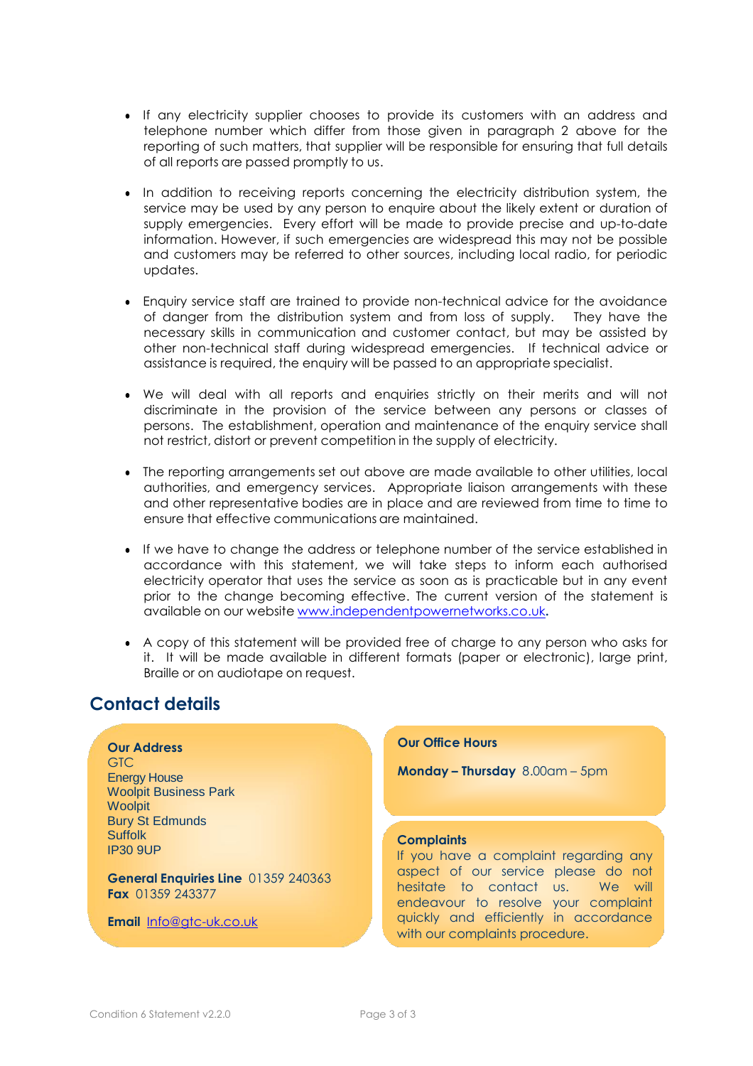- If any electricity supplier chooses to provide its customers with an address and telephone number which differ from those given in paragraph 2 above for the reporting of such matters, that supplier will be responsible for ensuring that full details of all reports are passed promptly to us.

- In addition to receiving reports concerning the electricity distribution system, the service may be used by any person to enquire about the likely extent or duration of supply emergencies. Every effort will be made to provide precise and up-to-date information. However, if such emergencies are widespread this may not be possible and customers may be referred to other sources, including local radio, for periodic updates.

- Enquiry service staff are trained to provide non-technical advice for the avoidance of danger from the distribution system and from loss of supply. They have the necessary skills in communication and customer contact, but may be assisted by other non-technical staff during widespread emergencies. If technical advice or assistance is required, the enquiry will be passed to an appropriate specialist.

- We will deal with all reports and enquiries strictly on their merits and will not discriminate in the provision of the service between any persons or classes of persons. The establishment, operation and maintenance of the enquiry service shall not restrict, distort or prevent competition in the supply of electricity.

- The reporting arrangements set out above are made available to other utilities, local authorities, and emergency services. Appropriate liaison arrangements with these and other representative bodies are in place and are reviewed from time to time to ensure that effective communications are maintained.

- If we have to change the address or telephone number of the service established in accordance with this statement, we will take steps to inform each authorised electricity operator that uses the service as soon as is practicable but in any event prior to the change becoming effective. The current version of the statement is available on our website www.independentpowernetworks.co.uk.

- A copy of this statement will be provided free of charge to any person who asks for it. It will be made available in different formats (paper or electronic), large print, Braille or on audiotape on request.

## Contact details

**Our Address**
GTC
Energy House
Woolpit Business Park
Woolpit
Bury St Edmunds
Suffolk
IP30 9UP

**General Enquiries Line** 01359 240363
**Fax** 01359 243377

**Email** Info@gtc-uk.co.uk

**Our Office Hours**

**Monday – Thursday** 8.00am – 5pm

**Complaints**
If you have a complaint regarding any aspect of our service please do not hesitate to contact us. We will endeavour to resolve your complaint quickly and efficiently in accordance with our complaints procedure.